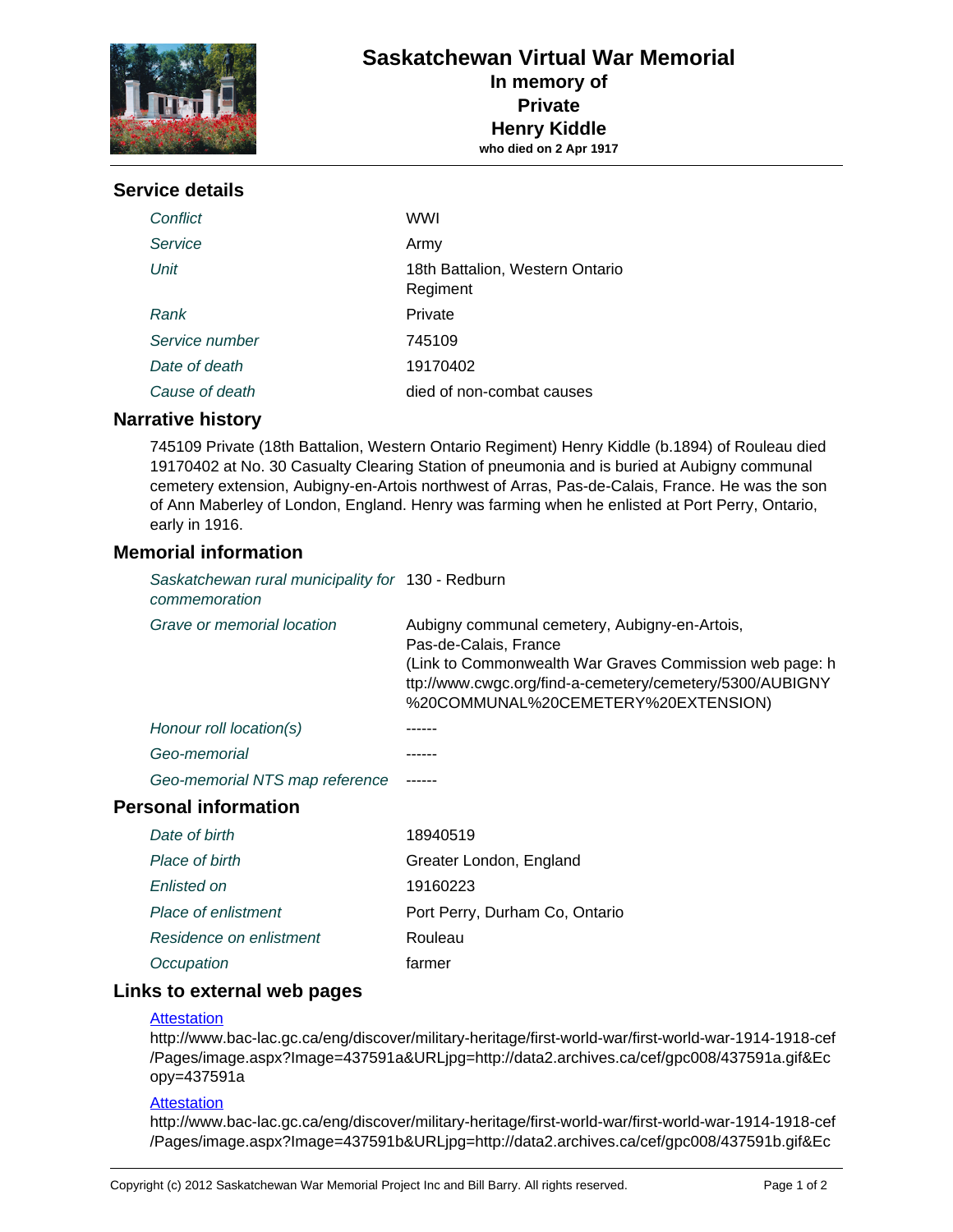# Saskatchewan Virtual War Memorial

**In memory of**
**Private**
**Henry Kiddle**
**who died on 2 Apr 1917**

## Service details

| | |
|---|---|
| *Conflict* | WWI |
| *Service* | Army |
| *Unit* | 18th Battalion, Western Ontario Regiment |
| *Rank* | Private |
| *Service number* | 745109 |
| *Date of death* | 19170402 |
| *Cause of death* | died of non-combat causes |

## Narrative history

745109 Private (18th Battalion, Western Ontario Regiment) Henry Kiddle (b.1894) of Rouleau died 19170402 at No. 30 Casualty Clearing Station of pneumonia and is buried at Aubigny communal cemetery extension, Aubigny-en-Artois northwest of Arras, Pas-de-Calais, France. He was the son of Ann Maberley of London, England. Henry was farming when he enlisted at Port Perry, Ontario, early in 1916.

## Memorial information

| | |
|---|---|
| *Saskatchewan rural municipality for commemoration* | 130 - Redburn |
| *Grave or memorial location* | Aubigny communal cemetery, Aubigny-en-Artois, Pas-de-Calais, France (Link to Commonwealth War Graves Commission web page: http://www.cwgc.org/find-a-cemetery/cemetery/5300/AUBIGNY%20COMMUNAL%20CEMETERY%20EXTENSION) |
| *Honour roll location(s)* | ------ |
| *Geo-memorial* | ------ |
| *Geo-memorial NTS map reference* | ------ |

## Personal information

| | |
|---|---|
| *Date of birth* | 18940519 |
| *Place of birth* | Greater London, England |
| *Enlisted on* | 19160223 |
| *Place of enlistment* | Port Perry, Durham Co, Ontario |
| *Residence on enlistment* | Rouleau |
| *Occupation* | farmer |

## Links to external web pages

[Attestation](http://www.bac-lac.gc.ca/eng/discover/military-heritage/first-world-war/first-world-war-1914-1918-cef/Pages/image.aspx?Image=437591a&URLjpg=http://data2.archives.ca/cef/gpc008/437591a.gif&Ecopy=437591a)
http://www.bac-lac.gc.ca/eng/discover/military-heritage/first-world-war/first-world-war-1914-1918-cef/Pages/image.aspx?Image=437591a&URLjpg=http://data2.archives.ca/cef/gpc008/437591a.gif&Ecopy=437591a

[Attestation](http://www.bac-lac.gc.ca/eng/discover/military-heritage/first-world-war/first-world-war-1914-1918-cef/Pages/image.aspx?Image=437591b&URLjpg=http://data2.archives.ca/cef/gpc008/437591b.gif&Ec)
http://www.bac-lac.gc.ca/eng/discover/military-heritage/first-world-war/first-world-war-1914-1918-cef/Pages/image.aspx?Image=437591b&URLjpg=http://data2.archives.ca/cef/gpc008/437591b.gif&Ec

Copyright (c) 2012 Saskatchewan War Memorial Project Inc and Bill Barry. All rights reserved.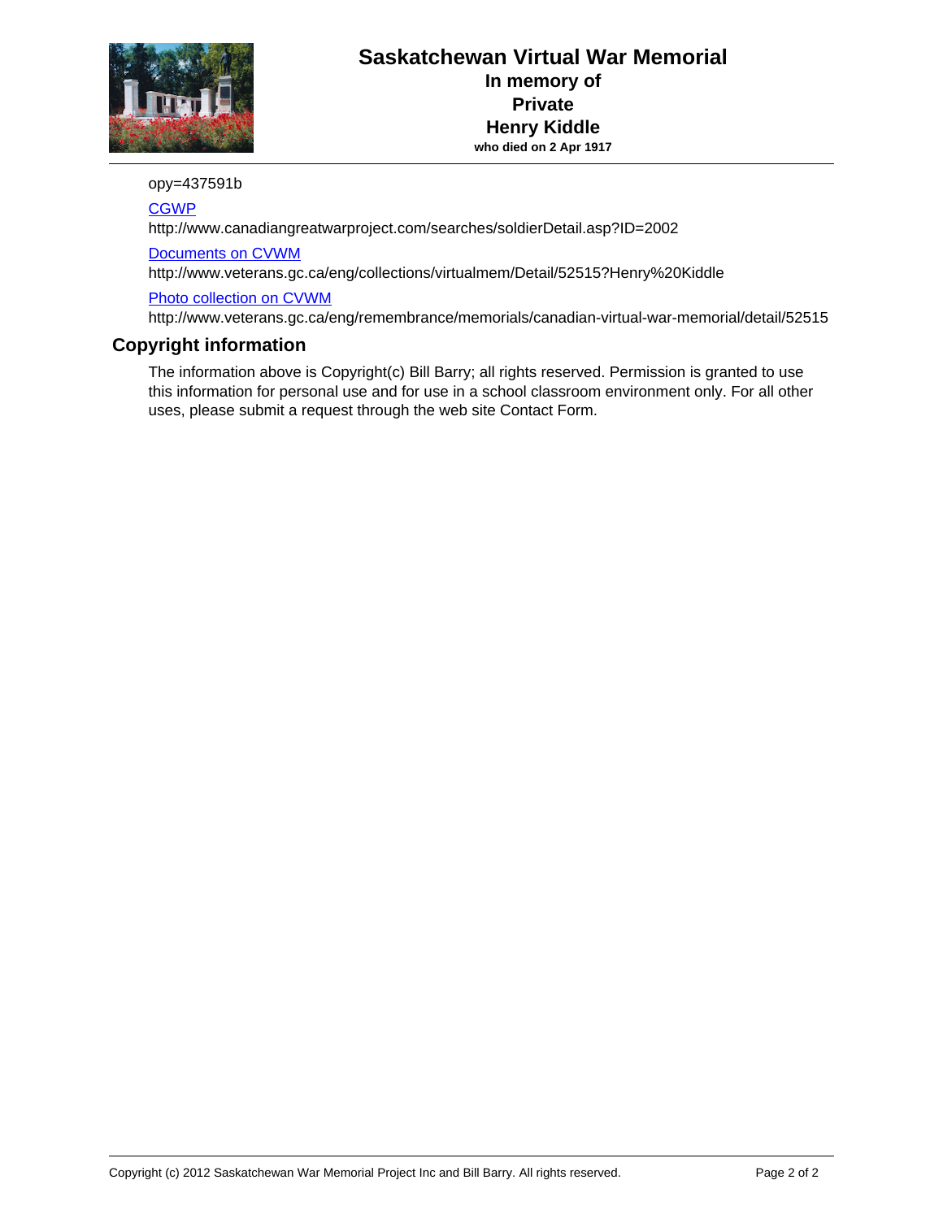opy=437591b

CGWP

http://www.canadiangreatwarproject.com/searches/soldierDetail.asp?ID=2002

Documents on CVWM

http://www.veterans.gc.ca/eng/collections/virtualmem/Detail/52515?Henry%20Kiddle

Photo collection on CVWM

http://www.veterans.gc.ca/eng/remembrance/memorials/canadian-virtual-war-memorial/detail/52515

## Copyright information

The information above is Copyright(c) Bill Barry; all rights reserved. Permission is granted to use this information for personal use and for use in a school classroom environment only. For all other uses, please submit a request through the web site Contact Form.